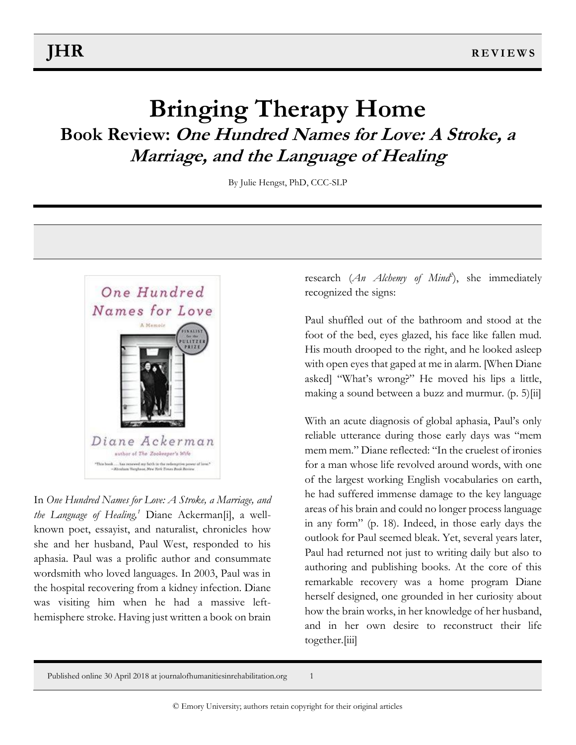# Bringing Therapy Home

## Book Review: *One Hundred Names for Love: A Stroke, a Marriage, and the Language of Healing*

By Julie Hengst, PhD, CCC-SLP

In *One Hundred Names for Love: A Stroke, a Marriage, and the Language of Healing,*[1] Diane Ackerman[i], a well-known poet, essayist, and naturalist, chronicles how she and her husband, Paul West, responded to his aphasia. Paul was a prolific author and consummate wordsmith who loved languages. In 2003, Paul was in the hospital recovering from a kidney infection. Diane was visiting him when he had a massive left-hemisphere stroke. Having just written a book on brain research (*An Alchemy of Mind*[2]), she immediately recognized the signs:

Paul shuffled out of the bathroom and stood at the foot of the bed, eyes glazed, his face like fallen mud. His mouth drooped to the right, and he looked asleep with open eyes that gaped at me in alarm. [When Diane asked] "What's wrong?" He moved his lips a little, making a sound between a buzz and murmur. (p. 5)[ii]

With an acute diagnosis of global aphasia, Paul's only reliable utterance during those early days was "mem mem mem." Diane reflected: "In the cruelest of ironies for a man whose life revolved around words, with one of the largest working English vocabularies on earth, he had suffered immense damage to the key language areas of his brain and could no longer process language in any form" (p. 18). Indeed, in those early days the outlook for Paul seemed bleak. Yet, several years later, Paul had returned not just to writing daily but also to authoring and publishing books. At the core of this remarkable recovery was a home program Diane herself designed, one grounded in her curiosity about how the brain works, in her knowledge of her husband, and in her own desire to reconstruct their life together.[iii]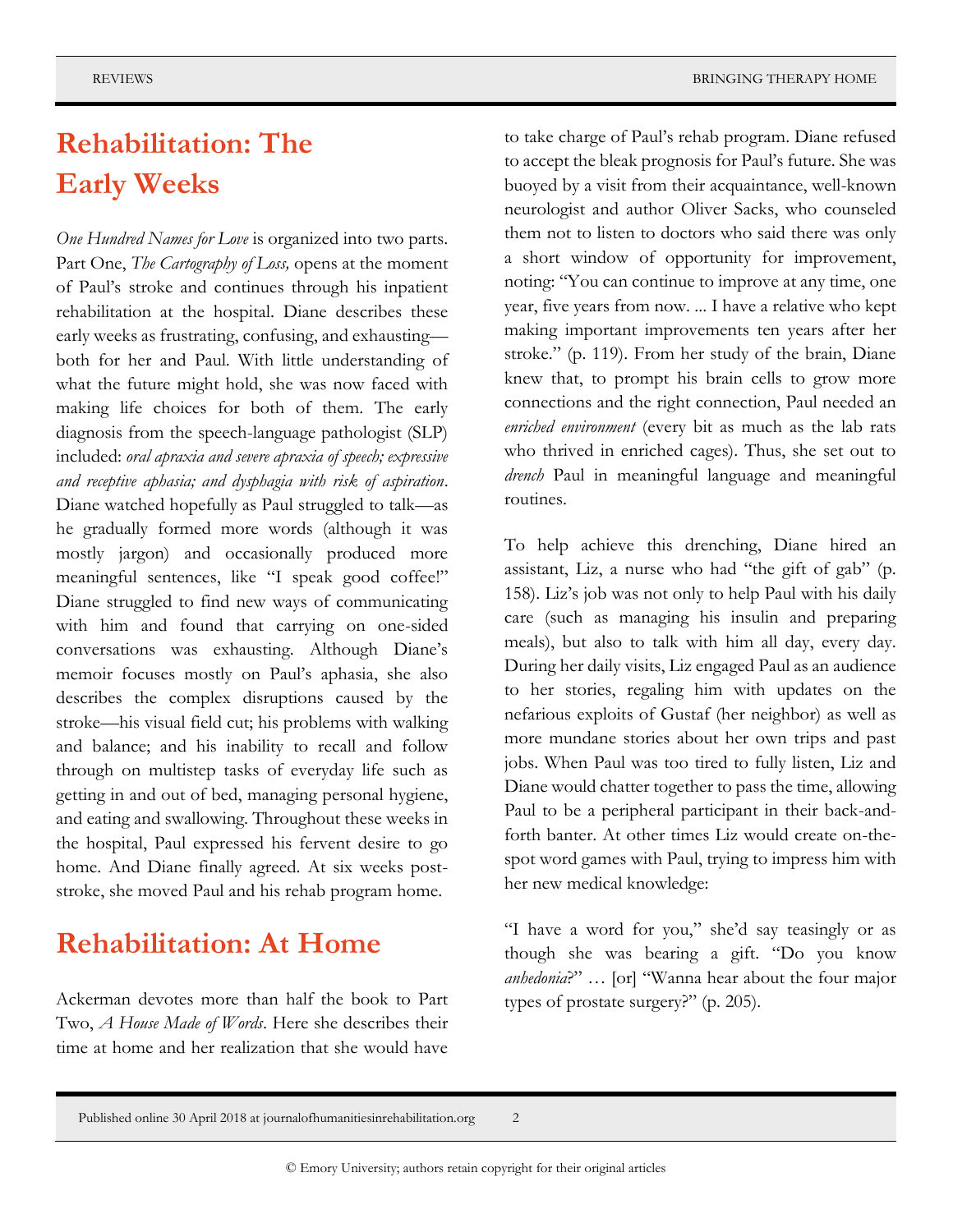## Rehabilitation: The Early Weeks

*One Hundred Names for Love* is organized into two parts. Part One, *The Cartography of Loss,* opens at the moment of Paul's stroke and continues through his inpatient rehabilitation at the hospital. Diane describes these early weeks as frustrating, confusing, and exhausting—both for her and Paul. With little understanding of what the future might hold, she was now faced with making life choices for both of them. The early diagnosis from the speech-language pathologist (SLP) included: *oral apraxia and severe apraxia of speech; expressive and receptive aphasia; and dysphagia with risk of aspiration*. Diane watched hopefully as Paul struggled to talk—as he gradually formed more words (although it was mostly jargon) and occasionally produced more meaningful sentences, like "I speak good coffee!" Diane struggled to find new ways of communicating with him and found that carrying on one-sided conversations was exhausting. Although Diane's memoir focuses mostly on Paul's aphasia, she also describes the complex disruptions caused by the stroke—his visual field cut; his problems with walking and balance; and his inability to recall and follow through on multistep tasks of everyday life such as getting in and out of bed, managing personal hygiene, and eating and swallowing. Throughout these weeks in the hospital, Paul expressed his fervent desire to go home. And Diane finally agreed. At six weeks post-stroke, she moved Paul and his rehab program home.

## Rehabilitation: At Home

Ackerman devotes more than half the book to Part Two, *A House Made of Words*. Here she describes their time at home and her realization that she would have to take charge of Paul's rehab program. Diane refused to accept the bleak prognosis for Paul's future. She was buoyed by a visit from their acquaintance, well-known neurologist and author Oliver Sacks, who counseled them not to listen to doctors who said there was only a short window of opportunity for improvement, noting: "You can continue to improve at any time, one year, five years from now. ... I have a relative who kept making important improvements ten years after her stroke." (p. 119). From her study of the brain, Diane knew that, to prompt his brain cells to grow more connections and the right connection, Paul needed an *enriched environment* (every bit as much as the lab rats who thrived in enriched cages). Thus, she set out to *drench* Paul in meaningful language and meaningful routines.

To help achieve this drenching, Diane hired an assistant, Liz, a nurse who had "the gift of gab" (p. 158). Liz's job was not only to help Paul with his daily care (such as managing his insulin and preparing meals), but also to talk with him all day, every day. During her daily visits, Liz engaged Paul as an audience to her stories, regaling him with updates on the nefarious exploits of Gustaf (her neighbor) as well as more mundane stories about her own trips and past jobs. When Paul was too tired to fully listen, Liz and Diane would chatter together to pass the time, allowing Paul to be a peripheral participant in their back-and-forth banter. At other times Liz would create on-the-spot word games with Paul, trying to impress him with her new medical knowledge:

"I have a word for you," she'd say teasingly or as though she was bearing a gift. "Do you know *anhedonia*?" … [or] "Wanna hear about the four major types of prostate surgery?" (p. 205).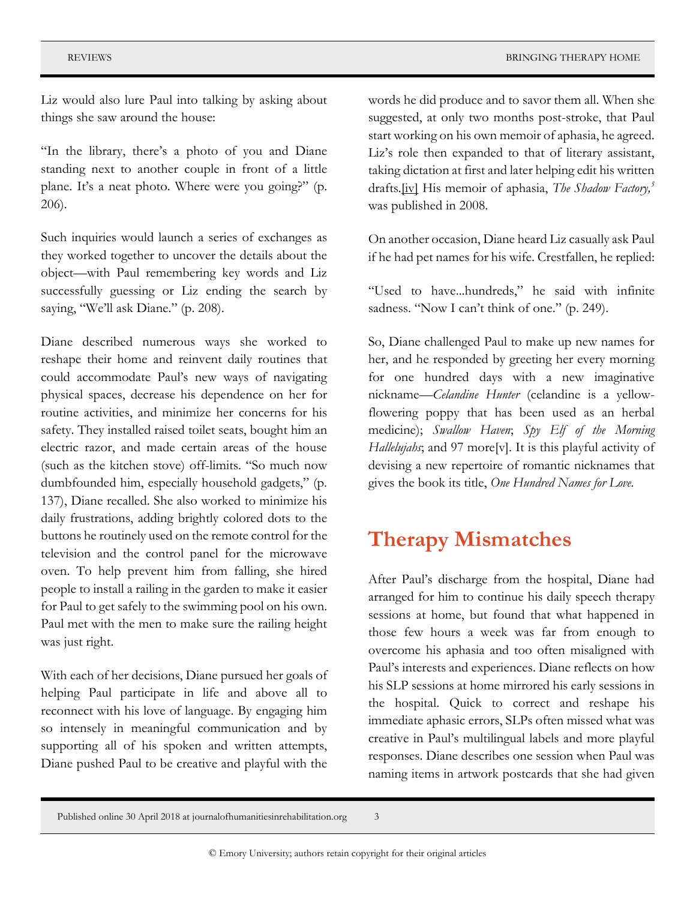Liz would also lure Paul into talking by asking about things she saw around the house:

"In the library, there's a photo of you and Diane standing next to another couple in front of a little plane. It's a neat photo. Where were you going?" (p. 206).

Such inquiries would launch a series of exchanges as they worked together to uncover the details about the object—with Paul remembering key words and Liz successfully guessing or Liz ending the search by saying, "We'll ask Diane." (p. 208).

Diane described numerous ways she worked to reshape their home and reinvent daily routines that could accommodate Paul's new ways of navigating physical spaces, decrease his dependence on her for routine activities, and minimize her concerns for his safety. They installed raised toilet seats, bought him an electric razor, and made certain areas of the house (such as the kitchen stove) off-limits. "So much now dumbfounded him, especially household gadgets," (p. 137), Diane recalled. She also worked to minimize his daily frustrations, adding brightly colored dots to the buttons he routinely used on the remote control for the television and the control panel for the microwave oven. To help prevent him from falling, she hired people to install a railing in the garden to make it easier for Paul to get safely to the swimming pool on his own. Paul met with the men to make sure the railing height was just right.

With each of her decisions, Diane pursued her goals of helping Paul participate in life and above all to reconnect with his love of language. By engaging him so intensely in meaningful communication and by supporting all of his spoken and written attempts, Diane pushed Paul to be creative and playful with the words he did produce and to savor them all. When she suggested, at only two months post-stroke, that Paul start working on his own memoir of aphasia, he agreed. Liz's role then expanded to that of literary assistant, taking dictation at first and later helping edit his written drafts.[iv] His memoir of aphasia, *The Shadow Factory,*[5] was published in 2008.

On another occasion, Diane heard Liz casually ask Paul if he had pet names for his wife. Crestfallen, he replied:

"Used to have...hundreds," he said with infinite sadness. "Now I can't think of one." (p. 249).

So, Diane challenged Paul to make up new names for her, and he responded by greeting her every morning for one hundred days with a new imaginative nickname—*Celandine Hunter* (celandine is a yellow-flowering poppy that has been used as an herbal medicine); *Swallow Haven*; *Spy Elf of the Morning Hallelujahs*; and 97 more[v]. It is this playful activity of devising a new repertoire of romantic nicknames that gives the book its title, *One Hundred Names for Love.*

## Therapy Mismatches

After Paul's discharge from the hospital, Diane had arranged for him to continue his daily speech therapy sessions at home, but found that what happened in those few hours a week was far from enough to overcome his aphasia and too often misaligned with Paul's interests and experiences. Diane reflects on how his SLP sessions at home mirrored his early sessions in the hospital. Quick to correct and reshape his immediate aphasic errors, SLPs often missed what was creative in Paul's multilingual labels and more playful responses. Diane describes one session when Paul was naming items in artwork postcards that she had given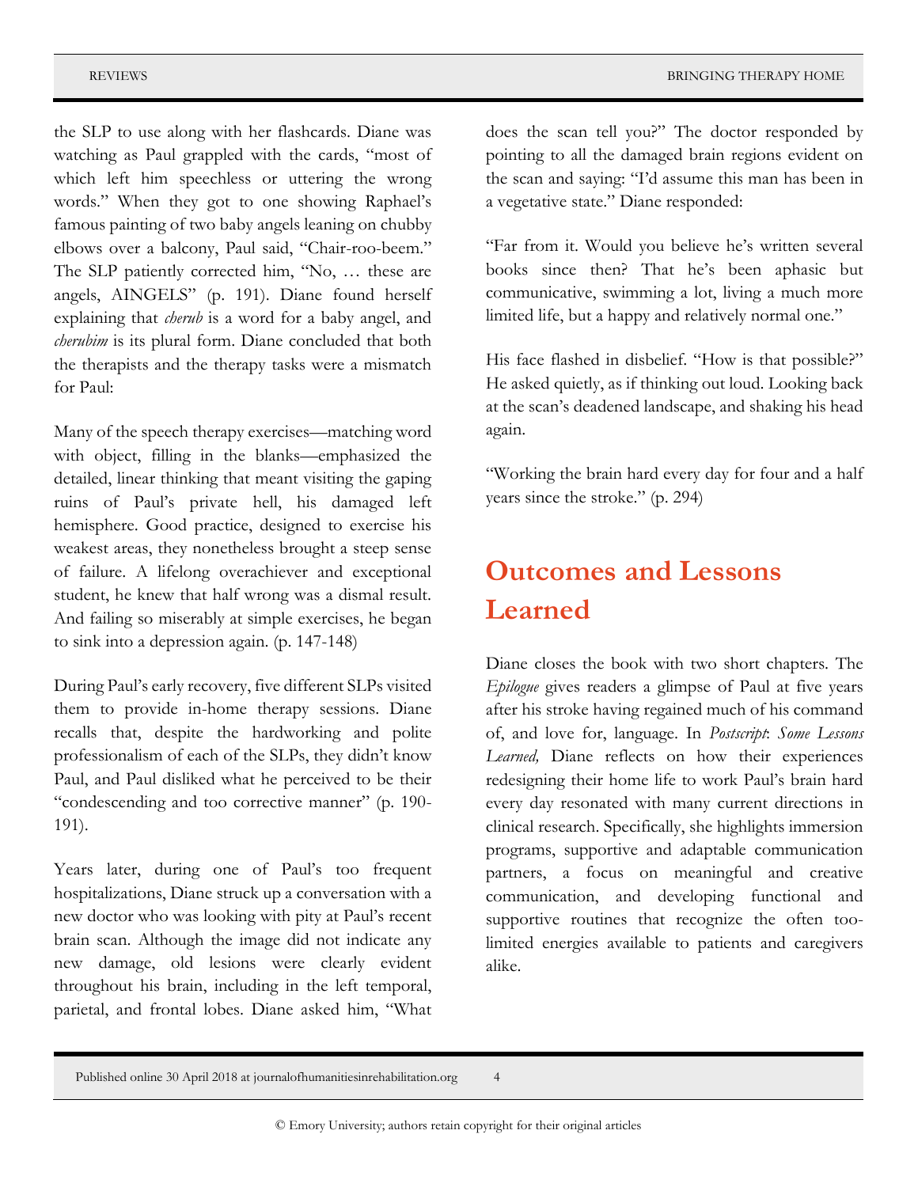the SLP to use along with her flashcards. Diane was watching as Paul grappled with the cards, "most of which left him speechless or uttering the wrong words." When they got to one showing Raphael's famous painting of two baby angels leaning on chubby elbows over a balcony, Paul said, "Chair-roo-beem." The SLP patiently corrected him, "No, … these are angels, AINGELS" (p. 191). Diane found herself explaining that *cherub* is a word for a baby angel, and *cherubim* is its plural form. Diane concluded that both the therapists and the therapy tasks were a mismatch for Paul:

Many of the speech therapy exercises—matching word with object, filling in the blanks—emphasized the detailed, linear thinking that meant visiting the gaping ruins of Paul's private hell, his damaged left hemisphere. Good practice, designed to exercise his weakest areas, they nonetheless brought a steep sense of failure. A lifelong overachiever and exceptional student, he knew that half wrong was a dismal result. And failing so miserably at simple exercises, he began to sink into a depression again. (p. 147-148)

During Paul's early recovery, five different SLPs visited them to provide in-home therapy sessions. Diane recalls that, despite the hardworking and polite professionalism of each of the SLPs, they didn't know Paul, and Paul disliked what he perceived to be their "condescending and too corrective manner" (p. 190-191).

Years later, during one of Paul's too frequent hospitalizations, Diane struck up a conversation with a new doctor who was looking with pity at Paul's recent brain scan. Although the image did not indicate any new damage, old lesions were clearly evident throughout his brain, including in the left temporal, parietal, and frontal lobes. Diane asked him, "What does the scan tell you?" The doctor responded by pointing to all the damaged brain regions evident on the scan and saying: "I'd assume this man has been in a vegetative state." Diane responded:

"Far from it. Would you believe he's written several books since then? That he's been aphasic but communicative, swimming a lot, living a much more limited life, but a happy and relatively normal one."

His face flashed in disbelief. "How is that possible?" He asked quietly, as if thinking out loud. Looking back at the scan's deadened landscape, and shaking his head again.

"Working the brain hard every day for four and a half years since the stroke." (p. 294)

## Outcomes and Lessons Learned

Diane closes the book with two short chapters. The *Epilogue* gives readers a glimpse of Paul at five years after his stroke having regained much of his command of, and love for, language. In *Postscript: Some Lessons Learned,* Diane reflects on how their experiences redesigning their home life to work Paul's brain hard every day resonated with many current directions in clinical research. Specifically, she highlights immersion programs, supportive and adaptable communication partners, a focus on meaningful and creative communication, and developing functional and supportive routines that recognize the often too-limited energies available to patients and caregivers alike.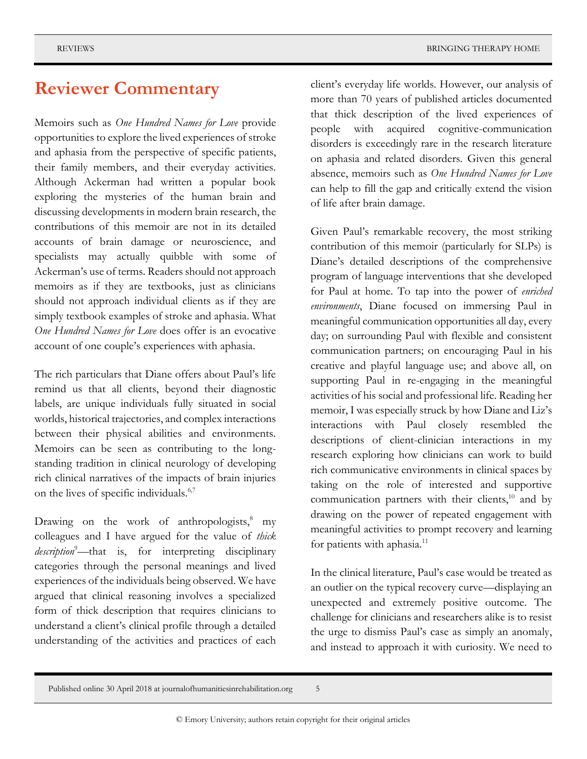## Reviewer Commentary

Memoirs such as *One Hundred Names for Love* provide opportunities to explore the lived experiences of stroke and aphasia from the perspective of specific patients, their family members, and their everyday activities. Although Ackerman had written a popular book exploring the mysteries of the human brain and discussing developments in modern brain research, the contributions of this memoir are not in its detailed accounts of brain damage or neuroscience, and specialists may actually quibble with some of Ackerman's use of terms. Readers should not approach memoirs as if they are textbooks, just as clinicians should not approach individual clients as if they are simply textbook examples of stroke and aphasia. What *One Hundred Names for Love* does offer is an evocative account of one couple's experiences with aphasia.

The rich particulars that Diane offers about Paul's life remind us that all clients, beyond their diagnostic labels, are unique individuals fully situated in social worlds, historical trajectories, and complex interactions between their physical abilities and environments. Memoirs can be seen as contributing to the long-standing tradition in clinical neurology of developing rich clinical narratives of the impacts of brain injuries on the lives of specific individuals.[6,7]

Drawing on the work of anthropologists,[8] my colleagues and I have argued for the value of *thick description*[9]—that is, for interpreting disciplinary categories through the personal meanings and lived experiences of the individuals being observed. We have argued that clinical reasoning involves a specialized form of thick description that requires clinicians to understand a client's clinical profile through a detailed understanding of the activities and practices of each client's everyday life worlds. However, our analysis of more than 70 years of published articles documented that thick description of the lived experiences of people with acquired cognitive-communication disorders is exceedingly rare in the research literature on aphasia and related disorders. Given this general absence, memoirs such as *One Hundred Names for Love* can help to fill the gap and critically extend the vision of life after brain damage.

Given Paul's remarkable recovery, the most striking contribution of this memoir (particularly for SLPs) is Diane's detailed descriptions of the comprehensive program of language interventions that she developed for Paul at home. To tap into the power of *enriched environments*, Diane focused on immersing Paul in meaningful communication opportunities all day, every day; on surrounding Paul with flexible and consistent communication partners; on encouraging Paul in his creative and playful language use; and above all, on supporting Paul in re-engaging in the meaningful activities of his social and professional life. Reading her memoir, I was especially struck by how Diane and Liz's interactions with Paul closely resembled the descriptions of client-clinician interactions in my research exploring how clinicians can work to build rich communicative environments in clinical spaces by taking on the role of interested and supportive communication partners with their clients,[10] and by drawing on the power of repeated engagement with meaningful activities to prompt recovery and learning for patients with aphasia.[11]

In the clinical literature, Paul's case would be treated as an outlier on the typical recovery curve—displaying an unexpected and extremely positive outcome. The challenge for clinicians and researchers alike is to resist the urge to dismiss Paul's case as simply an anomaly, and instead to approach it with curiosity. We need to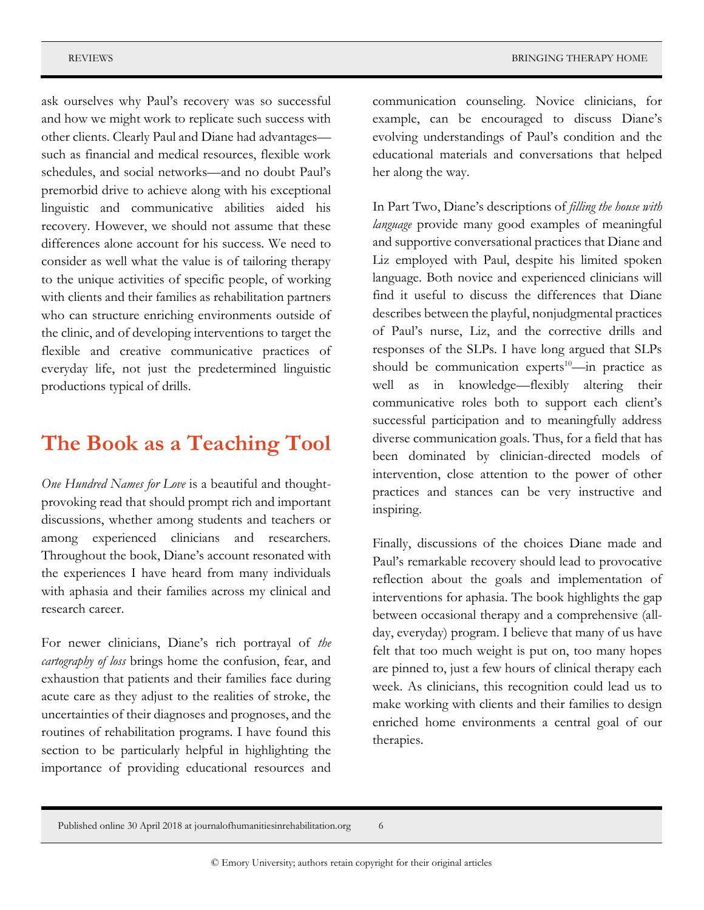ask ourselves why Paul's recovery was so successful and how we might work to replicate such success with other clients. Clearly Paul and Diane had advantages—such as financial and medical resources, flexible work schedules, and social networks—and no doubt Paul's premorbid drive to achieve along with his exceptional linguistic and communicative abilities aided his recovery. However, we should not assume that these differences alone account for his success. We need to consider as well what the value is of tailoring therapy to the unique activities of specific people, of working with clients and their families as rehabilitation partners who can structure enriching environments outside of the clinic, and of developing interventions to target the flexible and creative communicative practices of everyday life, not just the predetermined linguistic productions typical of drills.

## The Book as a Teaching Tool

*One Hundred Names for Love* is a beautiful and thought-provoking read that should prompt rich and important discussions, whether among students and teachers or among experienced clinicians and researchers. Throughout the book, Diane's account resonated with the experiences I have heard from many individuals with aphasia and their families across my clinical and research career.

For newer clinicians, Diane's rich portrayal of *the cartography of loss* brings home the confusion, fear, and exhaustion that patients and their families face during acute care as they adjust to the realities of stroke, the uncertainties of their diagnoses and prognoses, and the routines of rehabilitation programs. I have found this section to be particularly helpful in highlighting the importance of providing educational resources and communication counseling. Novice clinicians, for example, can be encouraged to discuss Diane's evolving understandings of Paul's condition and the educational materials and conversations that helped her along the way.

In Part Two, Diane's descriptions of *filling the house with language* provide many good examples of meaningful and supportive conversational practices that Diane and Liz employed with Paul, despite his limited spoken language. Both novice and experienced clinicians will find it useful to discuss the differences that Diane describes between the playful, nonjudgmental practices of Paul's nurse, Liz, and the corrective drills and responses of the SLPs. I have long argued that SLPs should be communication experts[10]—in practice as well as in knowledge—flexibly altering their communicative roles both to support each client's successful participation and to meaningfully address diverse communication goals. Thus, for a field that has been dominated by clinician-directed models of intervention, close attention to the power of other practices and stances can be very instructive and inspiring.

Finally, discussions of the choices Diane made and Paul's remarkable recovery should lead to provocative reflection about the goals and implementation of interventions for aphasia. The book highlights the gap between occasional therapy and a comprehensive (all-day, everyday) program. I believe that many of us have felt that too much weight is put on, too many hopes are pinned to, just a few hours of clinical therapy each week. As clinicians, this recognition could lead us to make working with clients and their families to design enriched home environments a central goal of our therapies.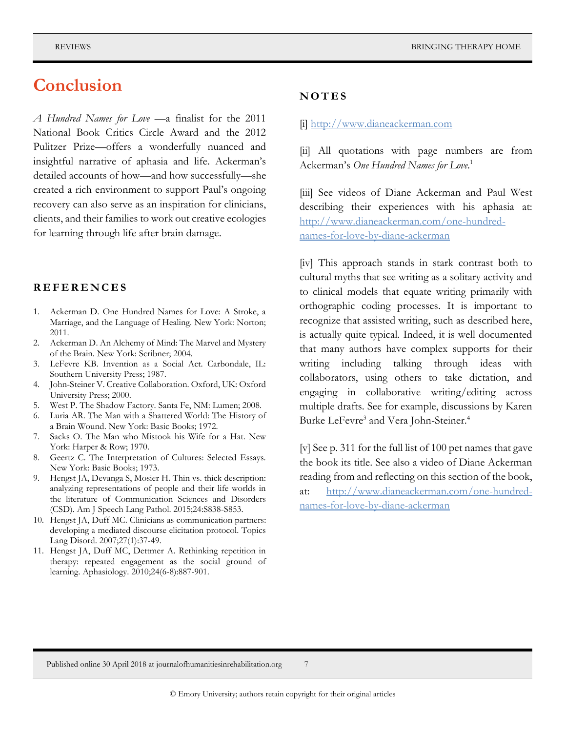## Conclusion

*A Hundred Names for Love* —a finalist for the 2011 National Book Critics Circle Award and the 2012 Pulitzer Prize—offers a wonderfully nuanced and insightful narrative of aphasia and life. Ackerman's detailed accounts of how—and how successfully—she created a rich environment to support Paul's ongoing recovery can also serve as an inspiration for clinicians, clients, and their families to work out creative ecologies for learning through life after brain damage.

## REFERENCES

1. Ackerman D. One Hundred Names for Love: A Stroke, a Marriage, and the Language of Healing. New York: Norton; 2011.
2. Ackerman D. An Alchemy of Mind: The Marvel and Mystery of the Brain. New York: Scribner; 2004.
3. LeFevre KB. Invention as a Social Act. Carbondale, IL: Southern University Press; 1987.
4. John-Steiner V. Creative Collaboration. Oxford, UK: Oxford University Press; 2000.
5. West P. The Shadow Factory. Santa Fe, NM: Lumen; 2008.
6. Luria AR. The Man with a Shattered World: The History of a Brain Wound. New York: Basic Books; 1972.
7. Sacks O. The Man who Mistook his Wife for a Hat. New York: Harper & Row; 1970.
8. Geertz C. The Interpretation of Cultures: Selected Essays. New York: Basic Books; 1973.
9. Hengst JA, Devanga S, Mosier H. Thin vs. thick description: analyzing representations of people and their life worlds in the literature of Communication Sciences and Disorders (CSD). Am J Speech Lang Pathol. 2015;24:S838-S853.
10. Hengst JA, Duff MC. Clinicians as communication partners: developing a mediated discourse elicitation protocol. Topics Lang Disord. 2007;27(1):37-49.
11. Hengst JA, Duff MC, Dettmer A. Rethinking repetition in therapy: repeated engagement as the social ground of learning. Aphasiology. 2010;24(6-8):887-901.

## NOTES

[i] http://www.dianeackerman.com

[ii] All quotations with page numbers are from Ackerman's *One Hundred Names for Love.*[1]

[iii] See videos of Diane Ackerman and Paul West describing their experiences with his aphasia at: http://www.dianeackerman.com/one-hundred-names-for-love-by-diane-ackerman

[iv] This approach stands in stark contrast both to cultural myths that see writing as a solitary activity and to clinical models that equate writing primarily with orthographic coding processes. It is important to recognize that assisted writing, such as described here, is actually quite typical. Indeed, it is well documented that many authors have complex supports for their writing including talking through ideas with collaborators, using others to take dictation, and engaging in collaborative writing/editing across multiple drafts. See for example, discussions by Karen Burke LeFevre[3] and Vera John-Steiner.[4]

[v] See p. 311 for the full list of 100 pet names that gave the book its title. See also a video of Diane Ackerman reading from and reflecting on this section of the book, at: http://www.dianeackerman.com/one-hundred-names-for-love-by-diane-ackerman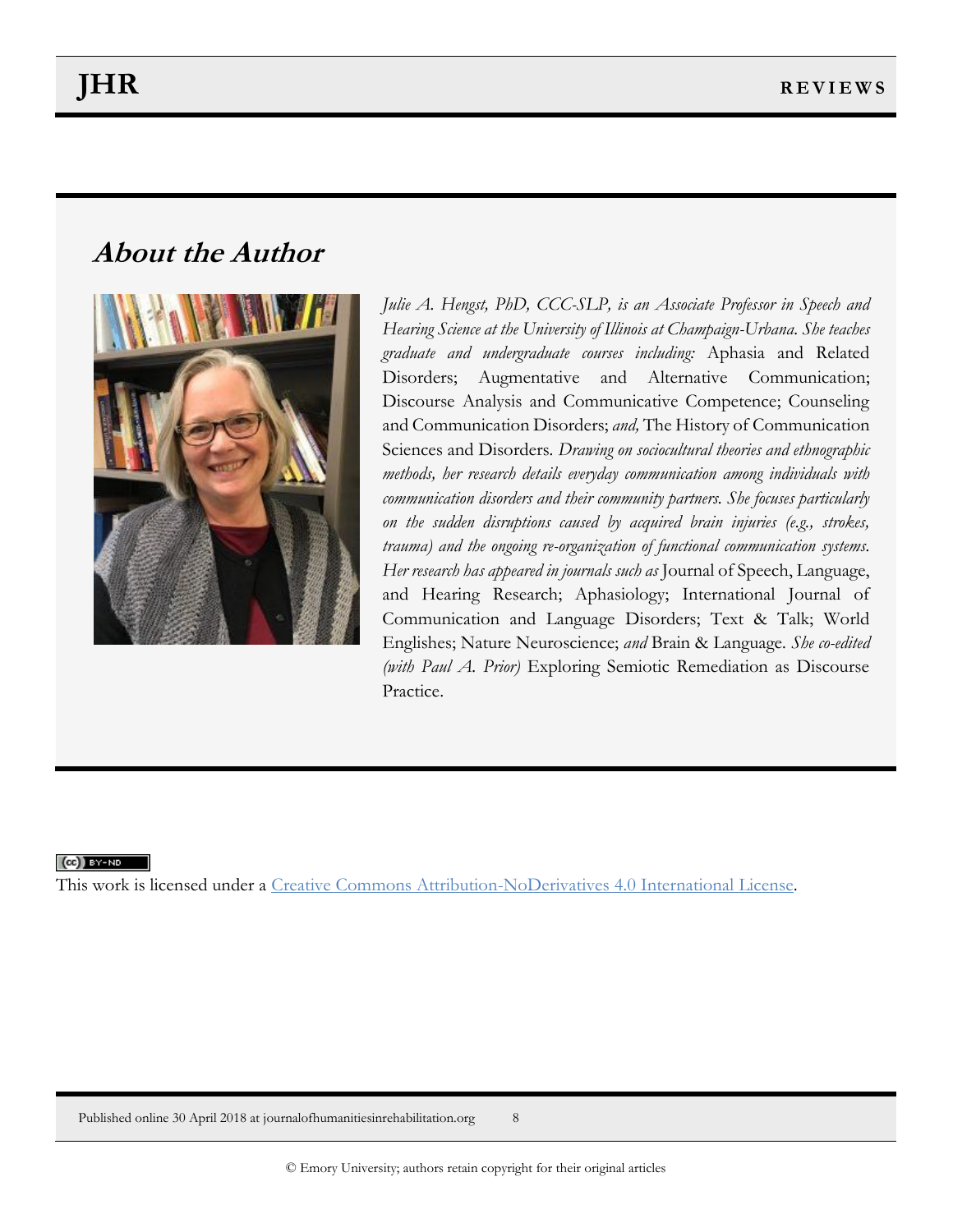## About the Author

*Julie A. Hengst, PhD, CCC-SLP, is an Associate Professor in Speech and Hearing Science at the University of Illinois at Champaign-Urbana. She teaches graduate and undergraduate courses including:* Aphasia and Related Disorders; Augmentative and Alternative Communication; Discourse Analysis and Communicative Competence; Counseling and Communication Disorders; *and,* The History of Communication Sciences and Disorders. *Drawing on sociocultural theories and ethnographic methods, her research details everyday communication among individuals with communication disorders and their community partners. She focuses particularly on the sudden disruptions caused by acquired brain injuries (e.g., strokes, trauma) and the ongoing re-organization of functional communication systems. Her research has appeared in journals such as* Journal of Speech, Language, and Hearing Research; Aphasiology; International Journal of Communication and Language Disorders; Text & Talk; World Englishes; Nature Neuroscience; *and* Brain & Language. *She co-edited (with Paul A. Prior)* Exploring Semiotic Remediation as Discourse Practice.

This work is licensed under a [Creative Commons Attribution-NoDerivatives 4.0 International License](https://creativecommons.org/licenses/by-nd/4.0/).

Published online 30 April 2018 at journalofhumanitiesinrehabilitation.org

© Emory University; authors retain copyright for their original articles